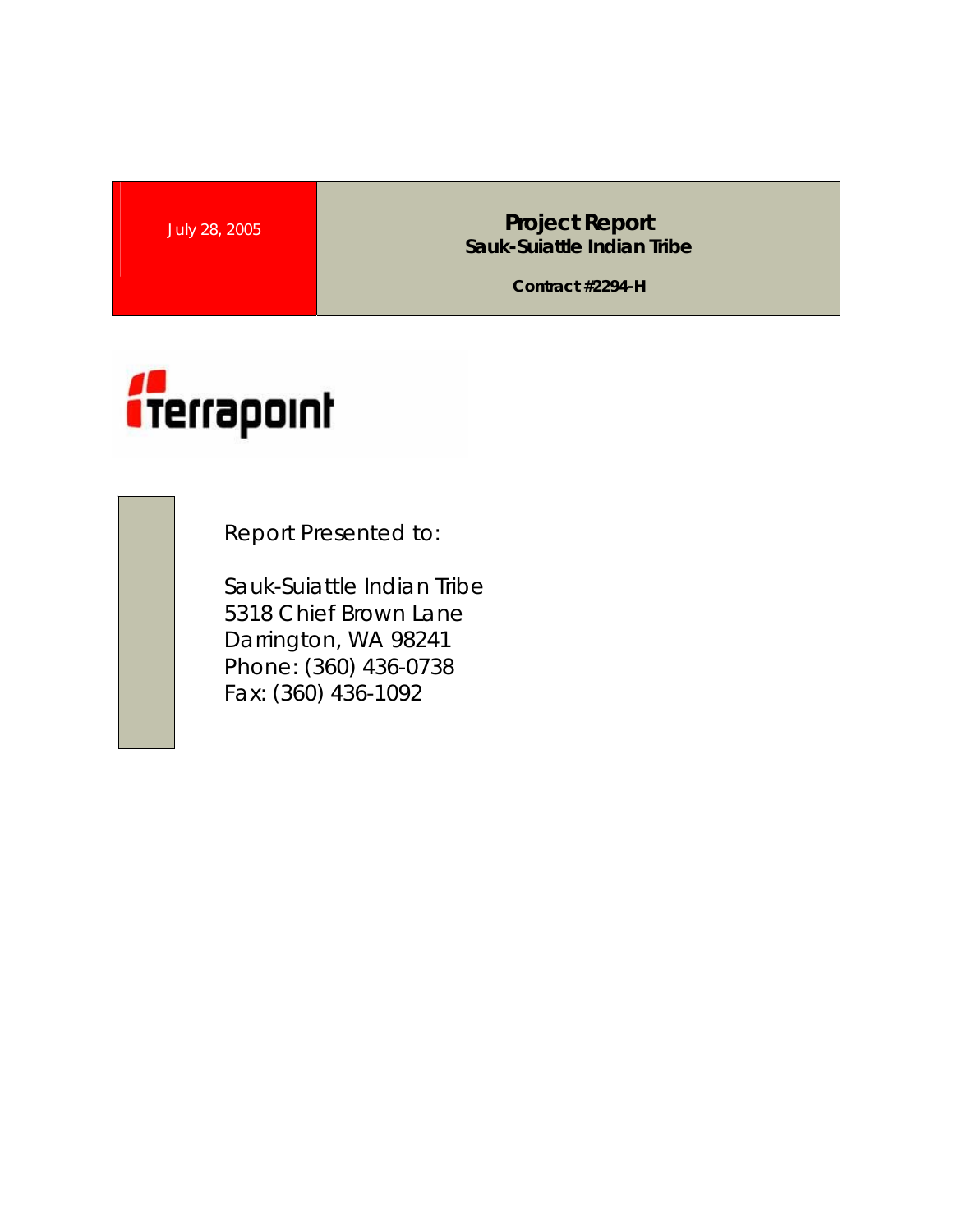July 28, 2005

# Project Report

**Sauk-Suiattle Indian Tribe**

**Contract #2294-H**

terrapoint

Report Presented to:

Sauk-Suiattle Indian Tribe
5318 Chief Brown Lane
Darrington, WA 98241
Phone: (360) 436-0738
Fax: (360) 436-1092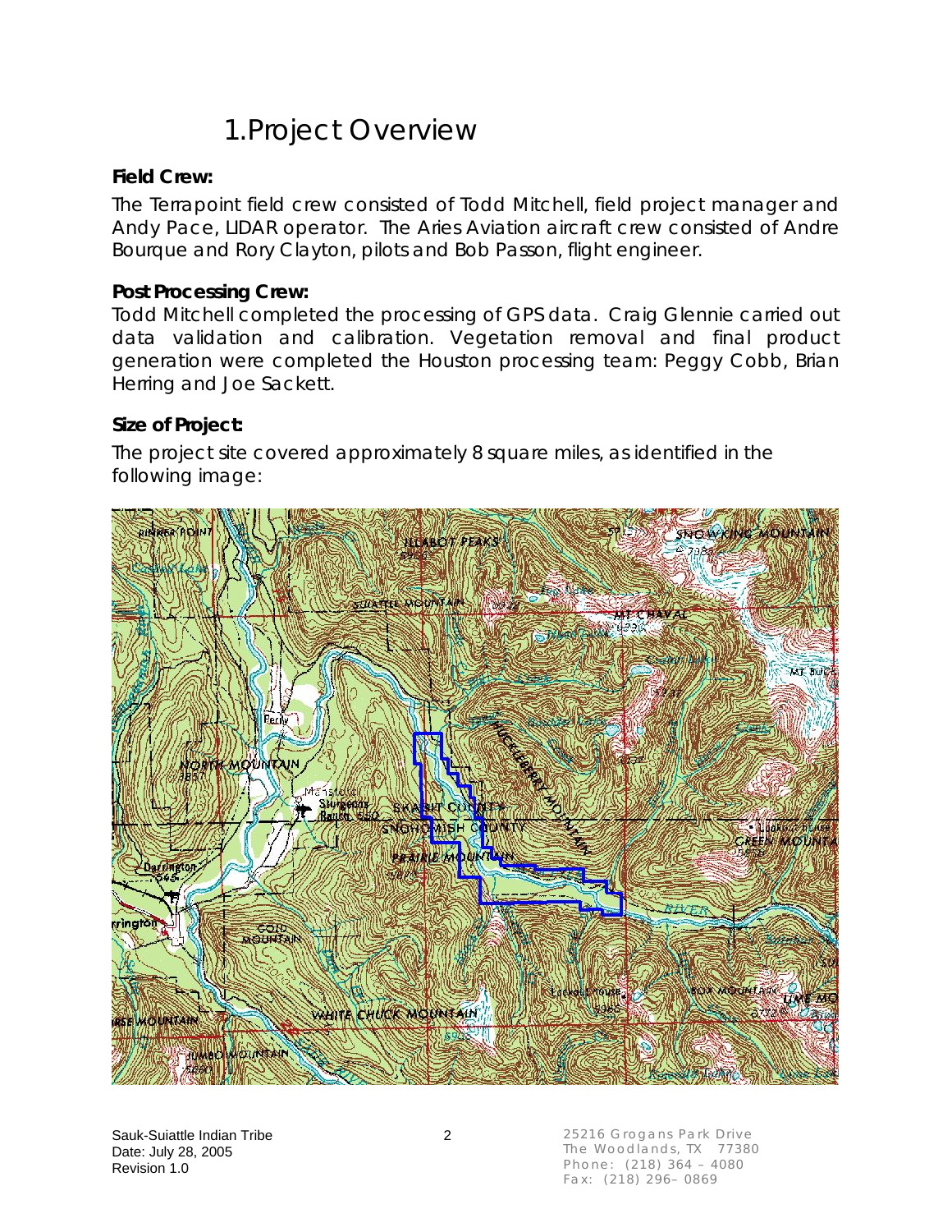# 1.Project Overview

**Field Crew:**

The Terrapoint field crew consisted of Todd Mitchell, field project manager and Andy Pace, LIDAR operator. The Aries Aviation aircraft crew consisted of Andre Bourque and Rory Clayton, pilots and Bob Passon, flight engineer.

**Post Processing Crew:**

Todd Mitchell completed the processing of GPS data. Craig Glennie carried out data validation and calibration. Vegetation removal and final product generation were completed the Houston processing team: Peggy Cobb, Brian Herring and Joe Sackett.

**Size of Project:**

The project site covered approximately 8 square miles, as identified in the following image: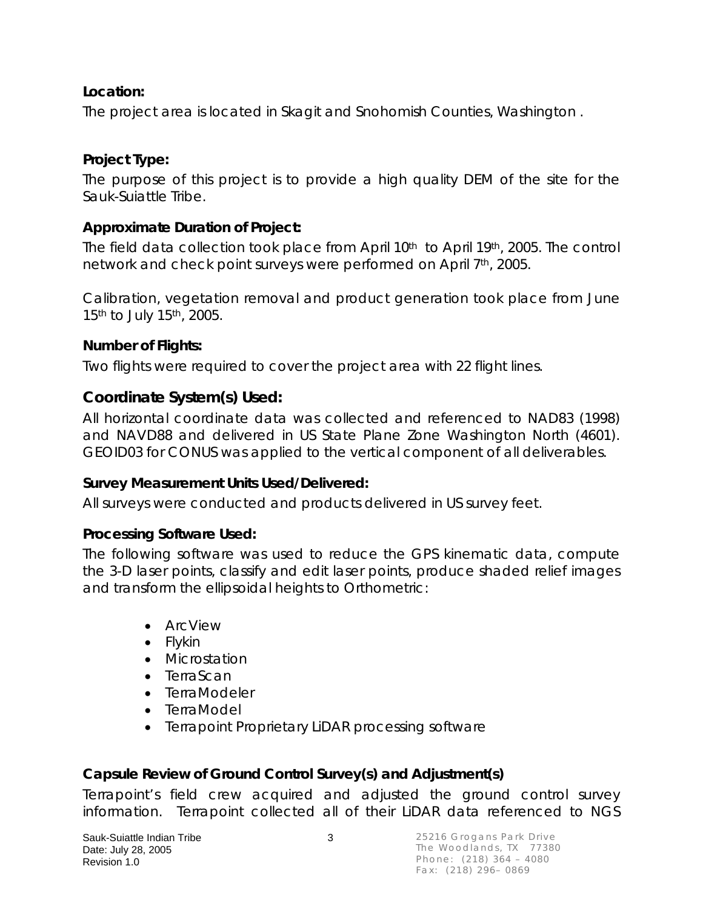**Location:**

The project area is located in Skagit and Snohomish Counties, Washington .

**Project Type:**

The purpose of this project is to provide a high quality DEM of the site for the Sauk-Suiattle Tribe.

**Approximate Duration of Project:**

The field data collection took place from April 10th to April 19th, 2005. The control network and check point surveys were performed on April 7th, 2005.

Calibration, vegetation removal and product generation took place from June 15th to July 15th, 2005.

**Number of Flights:**

Two flights were required to cover the project area with 22 flight lines.

## Coordinate System(s) Used:

All horizontal coordinate data was collected and referenced to NAD83 (1998) and NAVD88 and delivered in US State Plane Zone Washington North (4601). GEOID03 for CONUS was applied to the vertical component of all deliverables.

**Survey Measurement Units Used/Delivered:**

All surveys were conducted and products delivered in US survey feet.

**Processing Software Used:**

The following software was used to reduce the GPS kinematic data, compute the 3-D laser points, classify and edit laser points, produce shaded relief images and transform the ellipsoidal heights to Orthometric:

- ArcView
- Flykin
- Microstation
- TerraScan
- TerraModeler
- TerraModel
- Terrapoint Proprietary LiDAR processing software

**Capsule Review of Ground Control Survey(s) and Adjustment(s)**

Terrapoint's field crew acquired and adjusted the ground control survey information. Terrapoint collected all of their LiDAR data referenced to NGS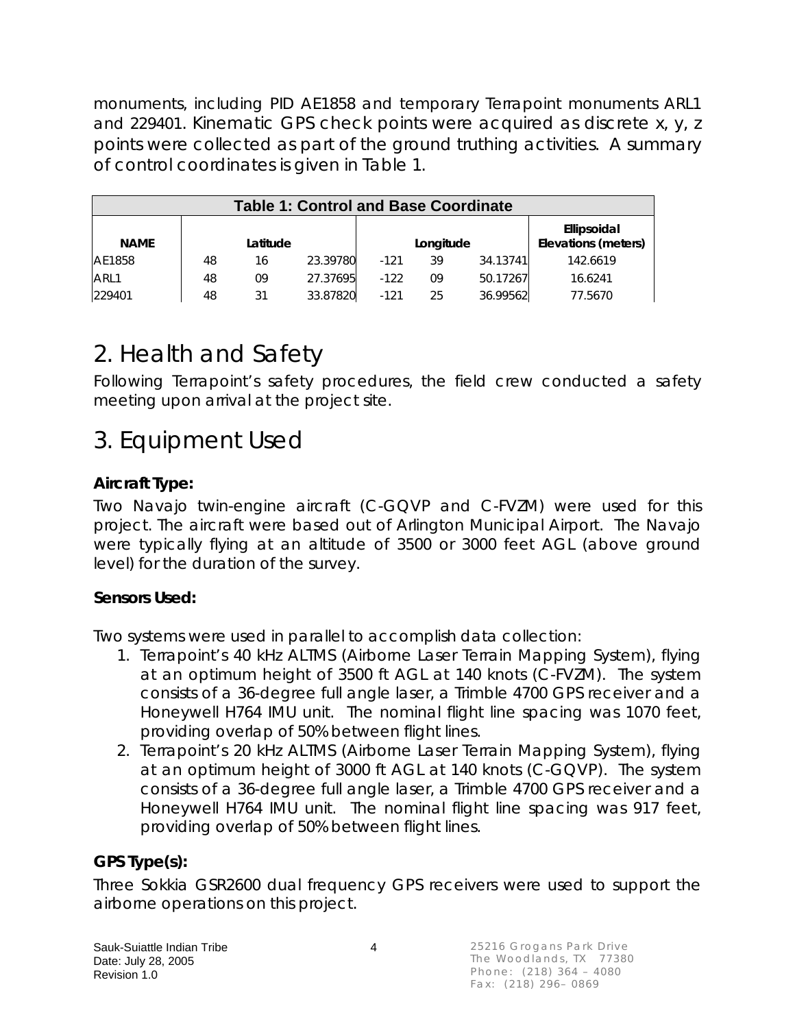monuments, including PID AE1858 and temporary Terrapoint monuments ARL1 and 229401. Kinematic GPS check points were acquired as discrete x, y, z points were collected as part of the ground truthing activities. A summary of control coordinates is given in Table 1.

| Table 1: Control and Base Coordinate | | | | | | | |
|---|---|---|---|---|---|---|---|
| NAME | Latitude | | | Longitude | | | Ellipsoidal Elevations (meters) |
| AE1858 | 48 | 16 | 23.39780 | -121 | 39 | 34.13741 | 142.6619 |
| ARL1 | 48 | 09 | 27.37695 | -122 | 09 | 50.17267 | 16.6241 |
| 229401 | 48 | 31 | 33.87820 | -121 | 25 | 36.99562 | 77.5670 |

# 2. Health and Safety

Following Terrapoint's safety procedures, the field crew conducted a safety meeting upon arrival at the project site.

# 3. Equipment Used

**Aircraft Type:**

Two Navajo twin-engine aircraft (C-GQVP and C-FVZM) were used for this project. The aircraft were based out of Arlington Municipal Airport. The Navajo were typically flying at an altitude of 3500 or 3000 feet AGL (above ground level) for the duration of the survey.

**Sensors Used:**

Two systems were used in parallel to accomplish data collection:

1. Terrapoint's 40 kHz ALTMS (Airborne Laser Terrain Mapping System), flying at an optimum height of 3500 ft AGL at 140 knots (C-FVZM). The system consists of a 36-degree full angle laser, a Trimble 4700 GPS receiver and a Honeywell H764 IMU unit. The nominal flight line spacing was 1070 feet, providing overlap of 50% between flight lines.
2. Terrapoint's 20 kHz ALTMS (Airborne Laser Terrain Mapping System), flying at an optimum height of 3000 ft AGL at 140 knots (C-GQVP). The system consists of a 36-degree full angle laser, a Trimble 4700 GPS receiver and a Honeywell H764 IMU unit. The nominal flight line spacing was 917 feet, providing overlap of 50% between flight lines.

**GPS Type(s):**

Three Sokkia GSR2600 dual frequency GPS receivers were used to support the airborne operations on this project.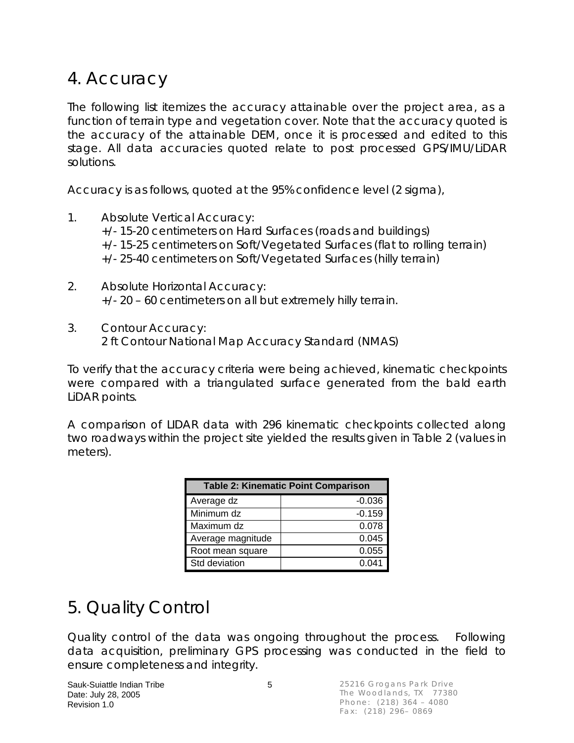# 4. Accuracy

The following list itemizes the accuracy attainable over the project area, as a function of terrain type and vegetation cover. Note that the accuracy quoted is the accuracy of the attainable DEM, once it is processed and edited to this stage. All data accuracies quoted relate to post processed GPS/IMU/LiDAR solutions.

Accuracy is as follows, quoted at the 95% confidence level (2 sigma),

1. Absolute Vertical Accuracy:
   +/- 15-20 centimeters on Hard Surfaces (roads and buildings)
   +/- 15-25 centimeters on Soft/Vegetated Surfaces (flat to rolling terrain)
   +/- 25-40 centimeters on Soft/Vegetated Surfaces (hilly terrain)

2. Absolute Horizontal Accuracy:
   +/- 20 – 60 centimeters on all but extremely hilly terrain.

3. Contour Accuracy:
   2 ft Contour National Map Accuracy Standard (NMAS)

To verify that the accuracy criteria were being achieved, kinematic checkpoints were compared with a triangulated surface generated from the bald earth LiDAR points.

A comparison of LIDAR data with 296 kinematic checkpoints collected along two roadways within the project site yielded the results given in Table 2 (values in meters).

| Table 2: Kinematic Point Comparison | |
|---|---|
| Average dz | -0.036 |
| Minimum dz | -0.159 |
| Maximum dz | 0.078 |
| Average magnitude | 0.045 |
| Root mean square | 0.055 |
| Std deviation | 0.041 |

# 5. Quality Control

Quality control of the data was ongoing throughout the process. Following data acquisition, preliminary GPS processing was conducted in the field to ensure completeness and integrity.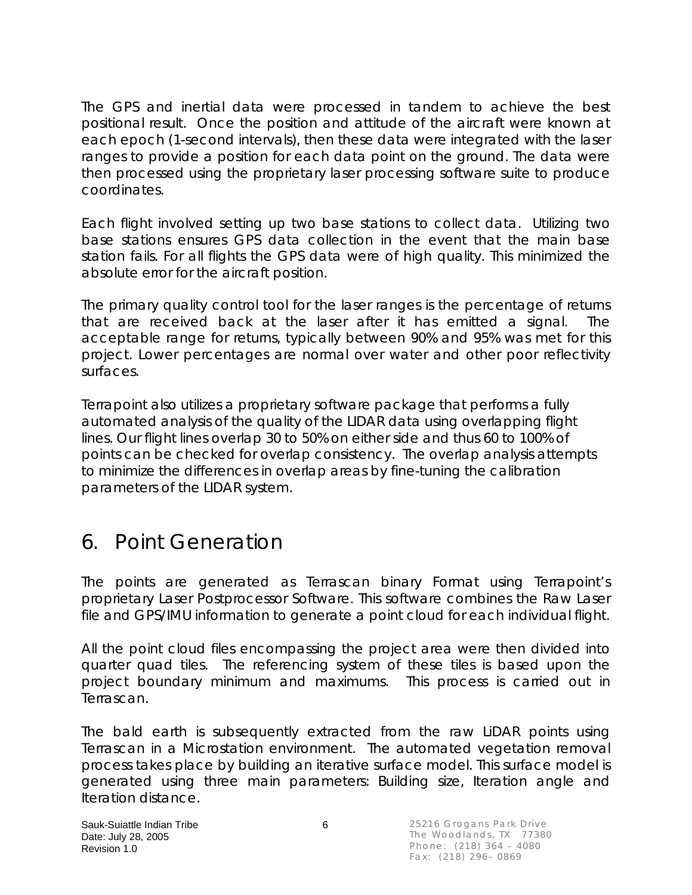The GPS and inertial data were processed in tandem to achieve the best positional result. Once the position and attitude of the aircraft were known at each epoch (1-second intervals), then these data were integrated with the laser ranges to provide a position for each data point on the ground. The data were then processed using the proprietary laser processing software suite to produce coordinates.

Each flight involved setting up two base stations to collect data. Utilizing two base stations ensures GPS data collection in the event that the main base station fails. For all flights the GPS data were of high quality. This minimized the absolute error for the aircraft position.

The primary quality control tool for the laser ranges is the percentage of returns that are received back at the laser after it has emitted a signal. The acceptable range for returns, typically between 90% and 95% was met for this project. Lower percentages are normal over water and other poor reflectivity surfaces.

Terrapoint also utilizes a proprietary software package that performs a fully automated analysis of the quality of the LIDAR data using overlapping flight lines. Our flight lines overlap 30 to 50% on either side and thus 60 to 100% of points can be checked for overlap consistency. The overlap analysis attempts to minimize the differences in overlap areas by fine-tuning the calibration parameters of the LIDAR system.

# 6. Point Generation

The points are generated as Terrascan binary Format using Terrapoint's proprietary Laser Postprocessor Software. This software combines the Raw Laser file and GPS/IMU information to generate a point cloud for each individual flight.

All the point cloud files encompassing the project area were then divided into quarter quad tiles. The referencing system of these tiles is based upon the project boundary minimum and maximums. This process is carried out in Terrascan.

The bald earth is subsequently extracted from the raw LiDAR points using Terrascan in a Microstation environment. The automated vegetation removal process takes place by building an iterative surface model. This surface model is generated using three main parameters: Building size, Iteration angle and Iteration distance.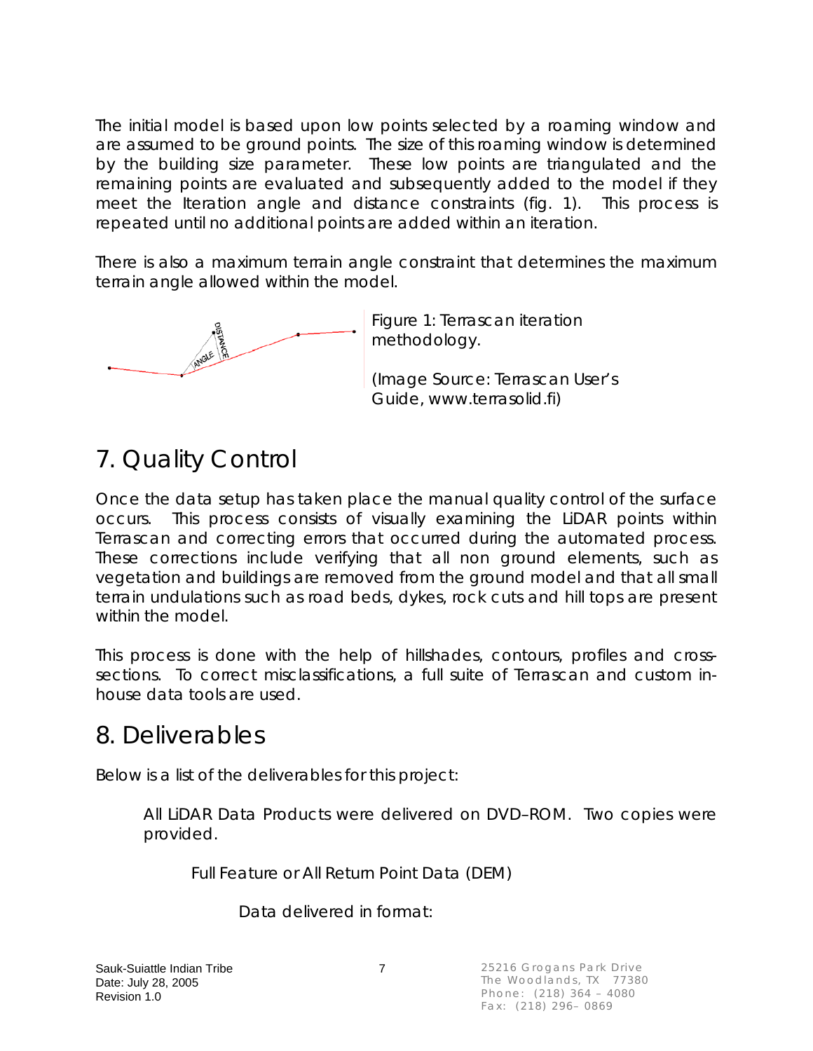The initial model is based upon low points selected by a roaming window and are assumed to be ground points. The size of this roaming window is determined by the building size parameter. These low points are triangulated and the remaining points are evaluated and subsequently added to the model if they meet the Iteration angle and distance constraints (fig. 1). This process is repeated until no additional points are added within an iteration.

There is also a maximum terrain angle constraint that determines the maximum terrain angle allowed within the model.

Figure 1: Terrascan iteration methodology.

(Image Source: Terrascan User's Guide, www.terrasolid.fi)

# 7. Quality Control

Once the data setup has taken place the manual quality control of the surface occurs. This process consists of visually examining the LiDAR points within Terrascan and correcting errors that occurred during the automated process. These corrections include verifying that all non ground elements, such as vegetation and buildings are removed from the ground model and that all small terrain undulations such as road beds, dykes, rock cuts and hill tops are present within the model.

This process is done with the help of hillshades, contours, profiles and cross-sections. To correct misclassifications, a full suite of Terrascan and custom in-house data tools are used.

# 8. Deliverables

Below is a list of the deliverables for this project:

All LiDAR Data Products were delivered on DVD–ROM. Two copies were provided.

Full Feature or All Return Point Data (DEM)

Data delivered in format: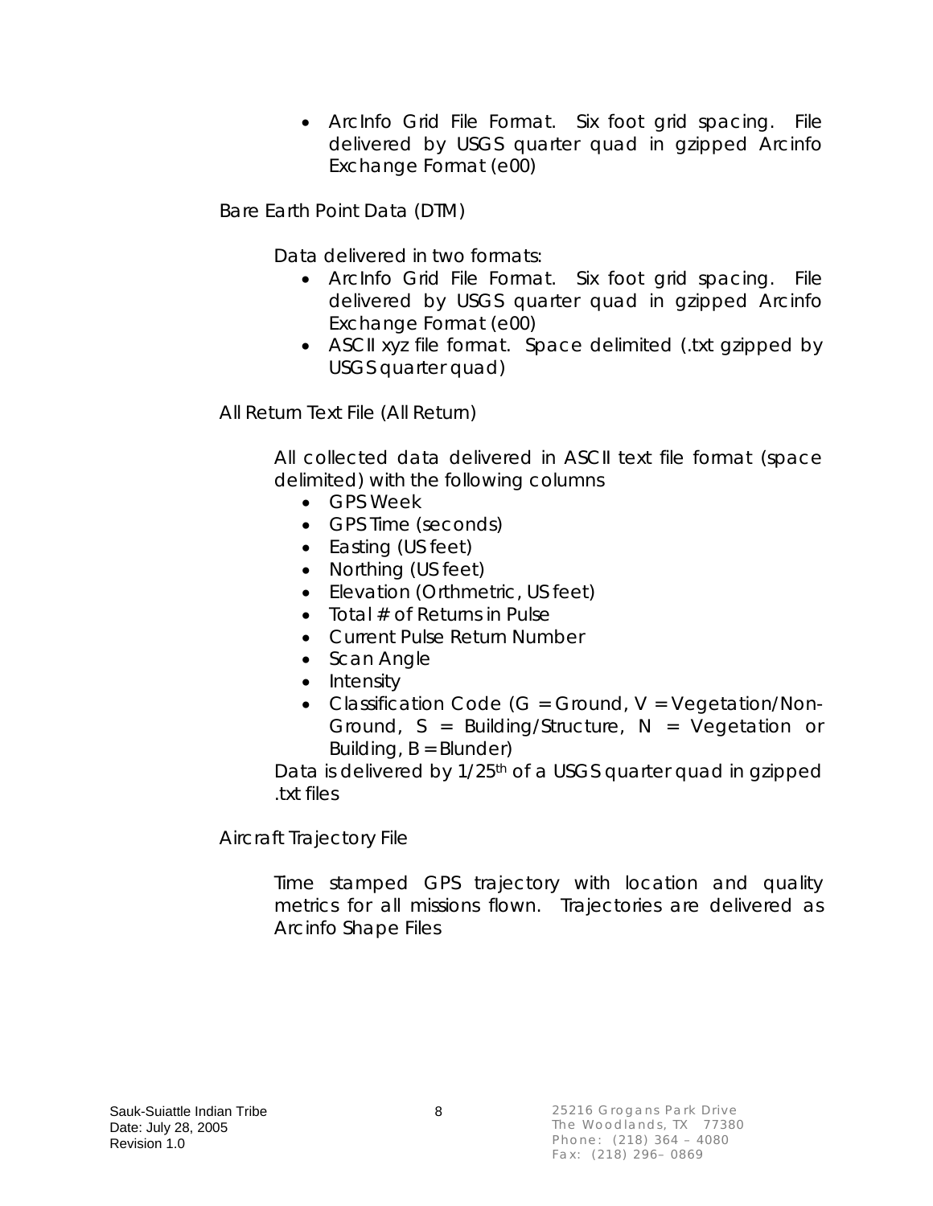- ArcInfo Grid File Format. Six foot grid spacing. File delivered by USGS quarter quad in gzipped Arcinfo Exchange Format (e00)

Bare Earth Point Data (DTM)

Data delivered in two formats:

- ArcInfo Grid File Format. Six foot grid spacing. File delivered by USGS quarter quad in gzipped Arcinfo Exchange Format (e00)
- ASCII xyz file format. Space delimited (.txt gzipped by USGS quarter quad)

All Return Text File (All Return)

All collected data delivered in ASCII text file format (space delimited) with the following columns

- GPS Week
- GPS Time (seconds)
- Easting (US feet)
- Northing (US feet)
- Elevation (Orthmetric, US feet)
- Total # of Returns in Pulse
- Current Pulse Return Number
- Scan Angle
- Intensity
- Classification Code (G = Ground, V = Vegetation/Non-Ground, S = Building/Structure, N = Vegetation or Building, B = Blunder)

Data is delivered by 1/25th of a USGS quarter quad in gzipped .txt files

Aircraft Trajectory File

Time stamped GPS trajectory with location and quality metrics for all missions flown. Trajectories are delivered as Arcinfo Shape Files